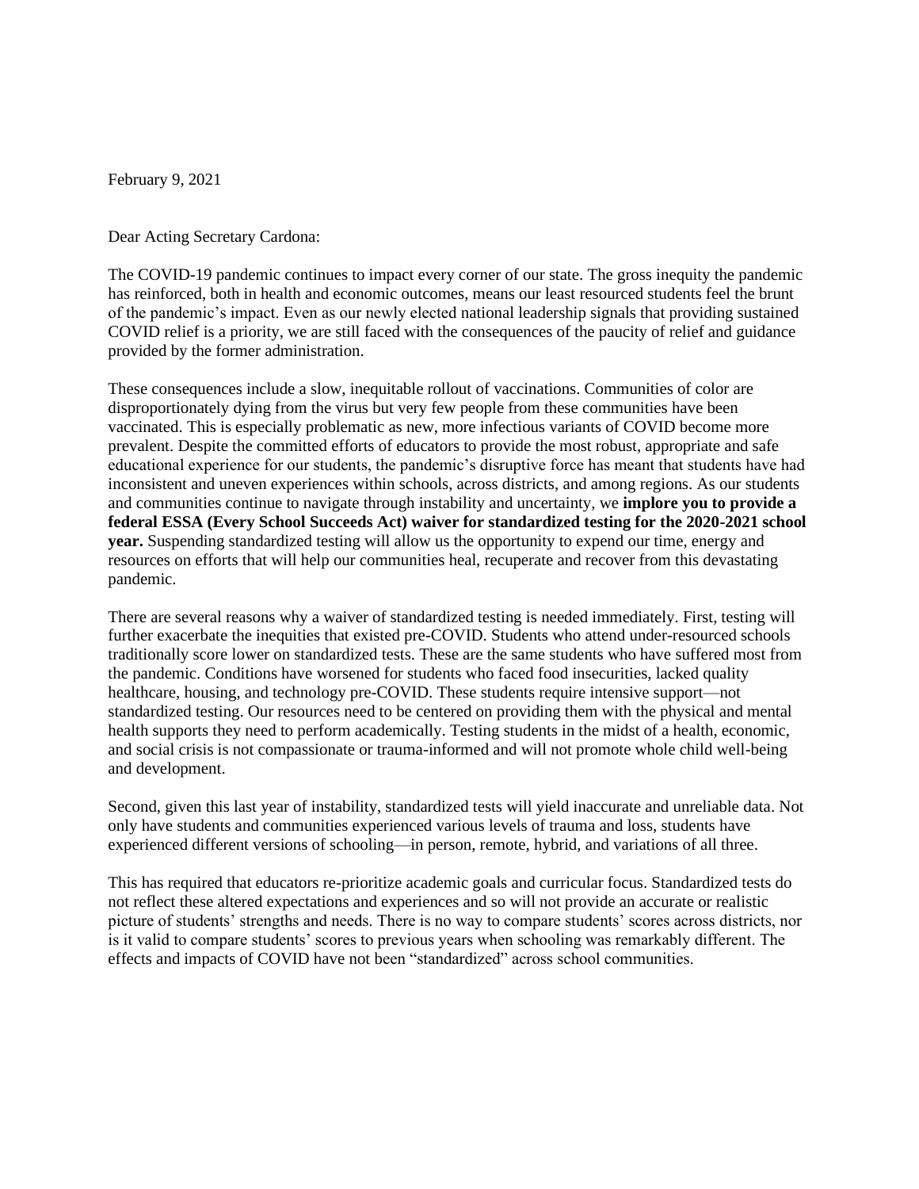February 9, 2021

Dear Acting Secretary Cardona:

The COVID-19 pandemic continues to impact every corner of our state. The gross inequity the pandemic has reinforced, both in health and economic outcomes, means our least resourced students feel the brunt of the pandemic's impact. Even as our newly elected national leadership signals that providing sustained COVID relief is a priority, we are still faced with the consequences of the paucity of relief and guidance provided by the former administration.

These consequences include a slow, inequitable rollout of vaccinations. Communities of color are disproportionately dying from the virus but very few people from these communities have been vaccinated. This is especially problematic as new, more infectious variants of COVID become more prevalent. Despite the committed efforts of educators to provide the most robust, appropriate and safe educational experience for our students, the pandemic's disruptive force has meant that students have had inconsistent and uneven experiences within schools, across districts, and among regions. As our students and communities continue to navigate through instability and uncertainty, we **implore you to provide a federal ESSA (Every School Succeeds Act) waiver for standardized testing for the 2020-2021 school year.** Suspending standardized testing will allow us the opportunity to expend our time, energy and resources on efforts that will help our communities heal, recuperate and recover from this devastating pandemic.

There are several reasons why a waiver of standardized testing is needed immediately. First, testing will further exacerbate the inequities that existed pre-COVID. Students who attend under-resourced schools traditionally score lower on standardized tests. These are the same students who have suffered most from the pandemic. Conditions have worsened for students who faced food insecurities, lacked quality healthcare, housing, and technology pre-COVID. These students require intensive support—not standardized testing. Our resources need to be centered on providing them with the physical and mental health supports they need to perform academically. Testing students in the midst of a health, economic, and social crisis is not compassionate or trauma-informed and will not promote whole child well-being and development.

Second, given this last year of instability, standardized tests will yield inaccurate and unreliable data. Not only have students and communities experienced various levels of trauma and loss, students have experienced different versions of schooling—in person, remote, hybrid, and variations of all three.

This has required that educators re-prioritize academic goals and curricular focus. Standardized tests do not reflect these altered expectations and experiences and so will not provide an accurate or realistic picture of students' strengths and needs. There is no way to compare students' scores across districts, nor is it valid to compare students' scores to previous years when schooling was remarkably different. The effects and impacts of COVID have not been "standardized" across school communities.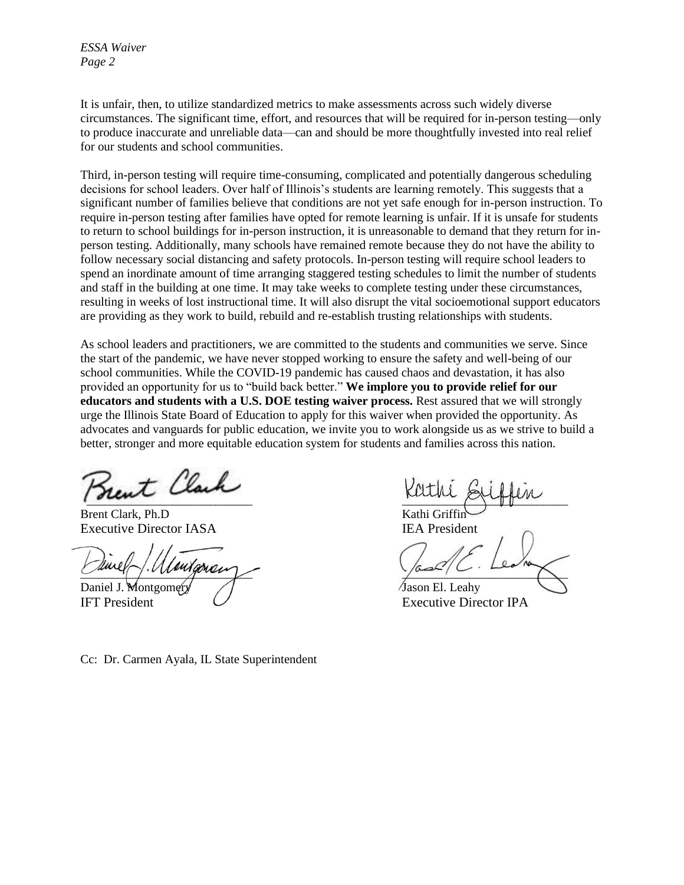It is unfair, then, to utilize standardized metrics to make assessments across such widely diverse circumstances. The significant time, effort, and resources that will be required for in-person testing—only to produce inaccurate and unreliable data—can and should be more thoughtfully invested into real relief for our students and school communities.

Third, in-person testing will require time-consuming, complicated and potentially dangerous scheduling decisions for school leaders. Over half of Illinois's students are learning remotely. This suggests that a significant number of families believe that conditions are not yet safe enough for in-person instruction. To require in-person testing after families have opted for remote learning is unfair. If it is unsafe for students to return to school buildings for in-person instruction, it is unreasonable to demand that they return for in-person testing. Additionally, many schools have remained remote because they do not have the ability to follow necessary social distancing and safety protocols. In-person testing will require school leaders to spend an inordinate amount of time arranging staggered testing schedules to limit the number of students and staff in the building at one time. It may take weeks to complete testing under these circumstances, resulting in weeks of lost instructional time. It will also disrupt the vital socioemotional support educators are providing as they work to build, rebuild and re-establish trusting relationships with students.

As school leaders and practitioners, we are committed to the students and communities we serve. Since the start of the pandemic, we have never stopped working to ensure the safety and well-being of our school communities. While the COVID-19 pandemic has caused chaos and devastation, it has also provided an opportunity for us to "build back better." **We implore you to provide relief for our educators and students with a U.S. DOE testing waiver process.** Rest assured that we will strongly urge the Illinois State Board of Education to apply for this waiver when provided the opportunity. As advocates and vanguards for public education, we invite you to work alongside us as we strive to build a better, stronger and more equitable education system for students and families across this nation.

Brent Clark, Ph.D
Executive Director IASA

Kathi Griffin
IEA President

Daniel J. Montgomery
IFT President

Jason El. Leahy
Executive Director IPA

Cc: Dr. Carmen Ayala, IL State Superintendent